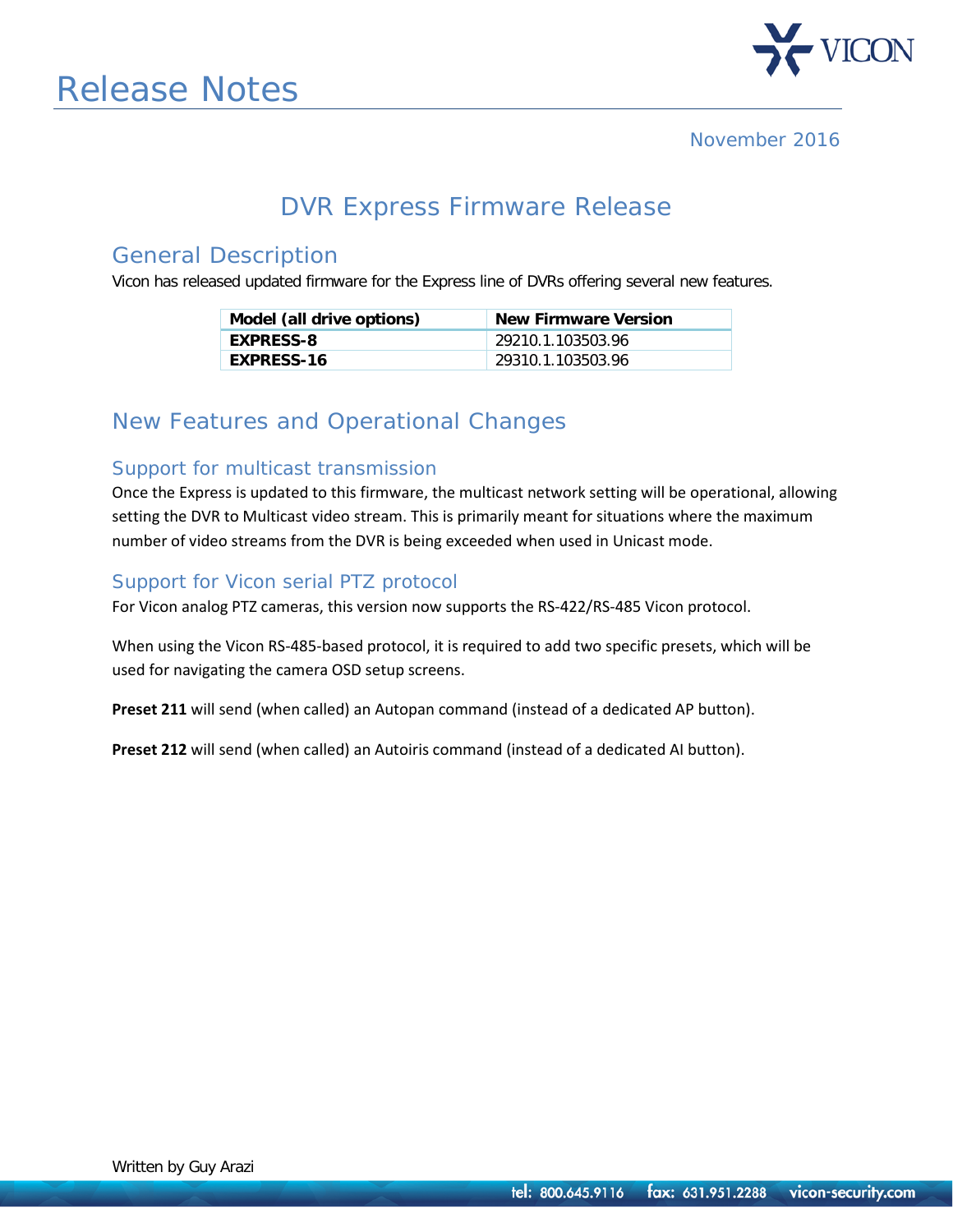# Release Notes

November 2016

## DVR Express Firmware Release

### General Description

Vicon has released updated firmware for the Express line of DVRs offering several new features.

| Model (all drive options) | New Firmware Version |
| --- | --- |
| **EXPRESS-8** | 29210.1.103503.96 |
| **EXPRESS-16** | 29310.1.103503.96 |

### New Features and Operational Changes

#### Support for multicast transmission

Once the Express is updated to this firmware, the multicast network setting will be operational, allowing setting the DVR to Multicast video stream. This is primarily meant for situations where the maximum number of video streams from the DVR is being exceeded when used in Unicast mode.

#### Support for Vicon serial PTZ protocol

For Vicon analog PTZ cameras, this version now supports the RS-422/RS-485 Vicon protocol.

When using the Vicon RS-485-based protocol, it is required to add two specific presets, which will be used for navigating the camera OSD setup screens.

**Preset 211** will send (when called) an Autopan command (instead of a dedicated AP button).

**Preset 212** will send (when called) an Autoiris command (instead of a dedicated AI button).

Written by Guy Arazi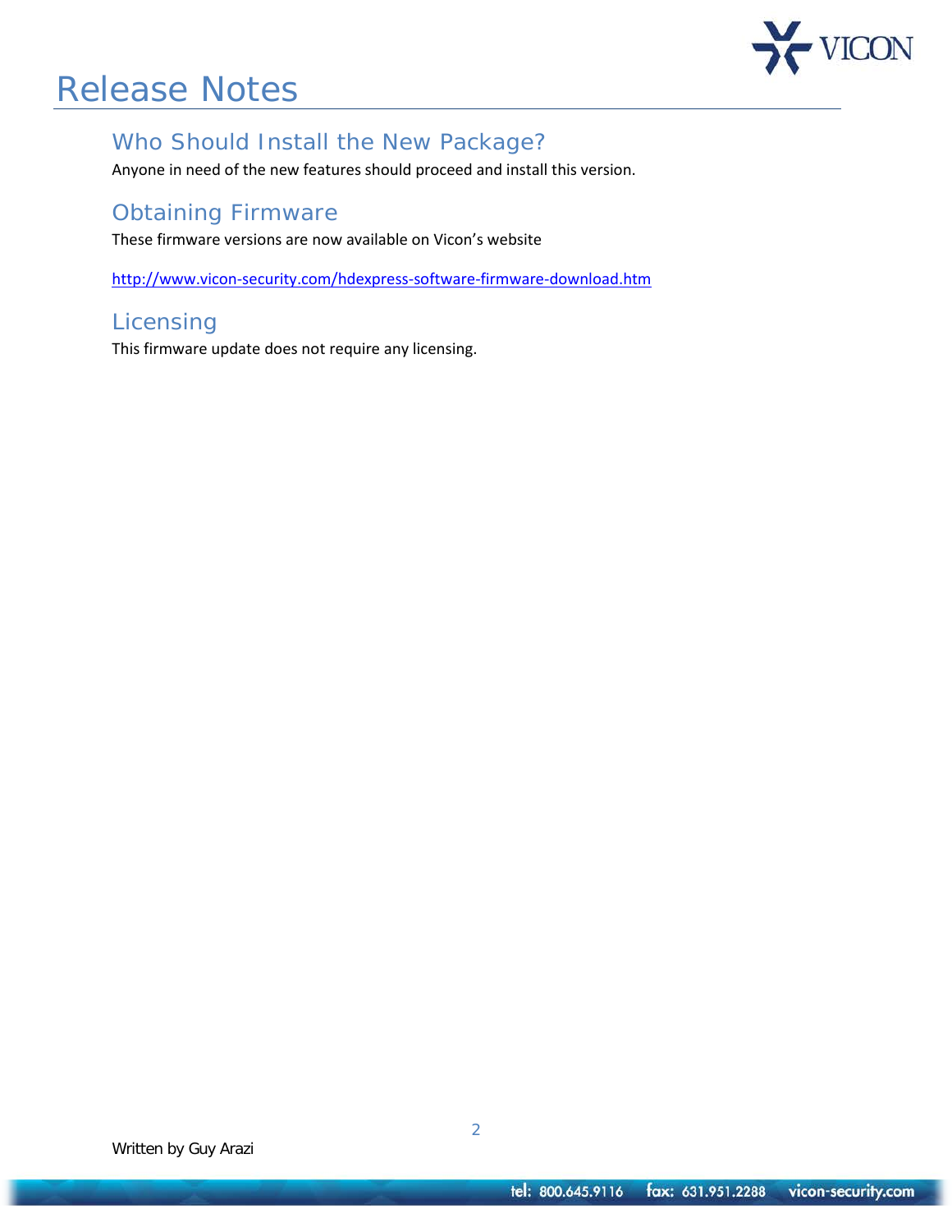## Who Should Install the New Package?

Anyone in need of the new features should proceed and install this version.

## Obtaining Firmware

These firmware versions are now available on Vicon's website

http://www.vicon-security.com/hdexpress-software-firmware-download.htm

## Licensing

This firmware update does not require any licensing.

Written by Guy Arazi